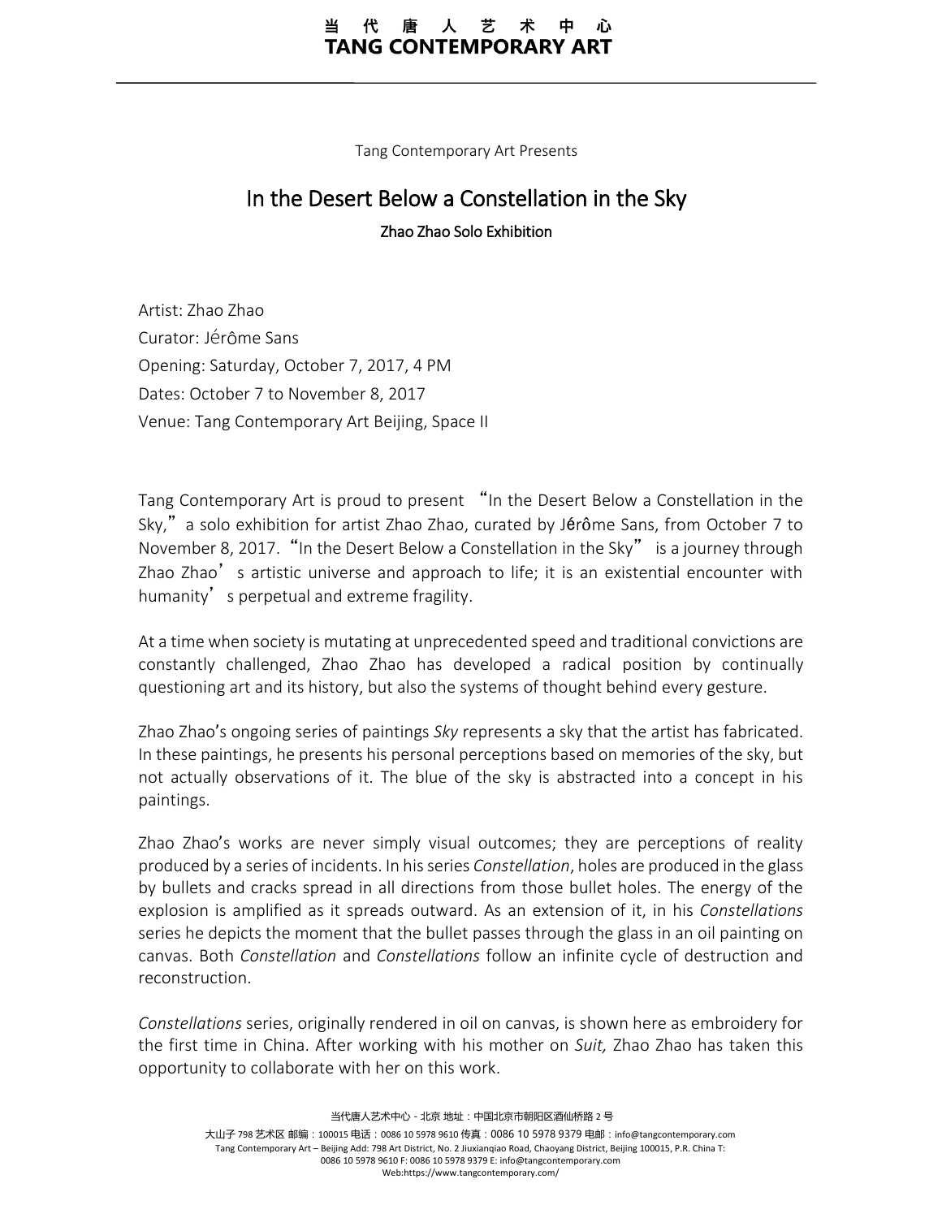Tang Contemporary Art Presents

# In the Desert Below a Constellation in the Sky

## Zhao Zhao Solo Exhibition

Artist: Zhao Zhao
Curator: Jérôme Sans
Opening: Saturday, October 7, 2017, 4 PM
Dates: October 7 to November 8, 2017
Venue: Tang Contemporary Art Beijing, Space II

Tang Contemporary Art is proud to present "In the Desert Below a Constellation in the Sky," a solo exhibition for artist Zhao Zhao, curated by Jérôme Sans, from October 7 to November 8, 2017. "In the Desert Below a Constellation in the Sky" is a journey through Zhao Zhao's artistic universe and approach to life; it is an existential encounter with humanity's perpetual and extreme fragility.

At a time when society is mutating at unprecedented speed and traditional convictions are constantly challenged, Zhao Zhao has developed a radical position by continually questioning art and its history, but also the systems of thought behind every gesture.

Zhao Zhao's ongoing series of paintings *Sky* represents a sky that the artist has fabricated. In these paintings, he presents his personal perceptions based on memories of the sky, but not actually observations of it. The blue of the sky is abstracted into a concept in his paintings.

Zhao Zhao's works are never simply visual outcomes; they are perceptions of reality produced by a series of incidents. In his series *Constellation*, holes are produced in the glass by bullets and cracks spread in all directions from those bullet holes. The energy of the explosion is amplified as it spreads outward. As an extension of it, in his *Constellations* series he depicts the moment that the bullet passes through the glass in an oil painting on canvas. Both *Constellation* and *Constellations* follow an infinite cycle of destruction and reconstruction.

*Constellations* series, originally rendered in oil on canvas, is shown here as embroidery for the first time in China. After working with his mother on *Suit,* Zhao Zhao has taken this opportunity to collaborate with her on this work.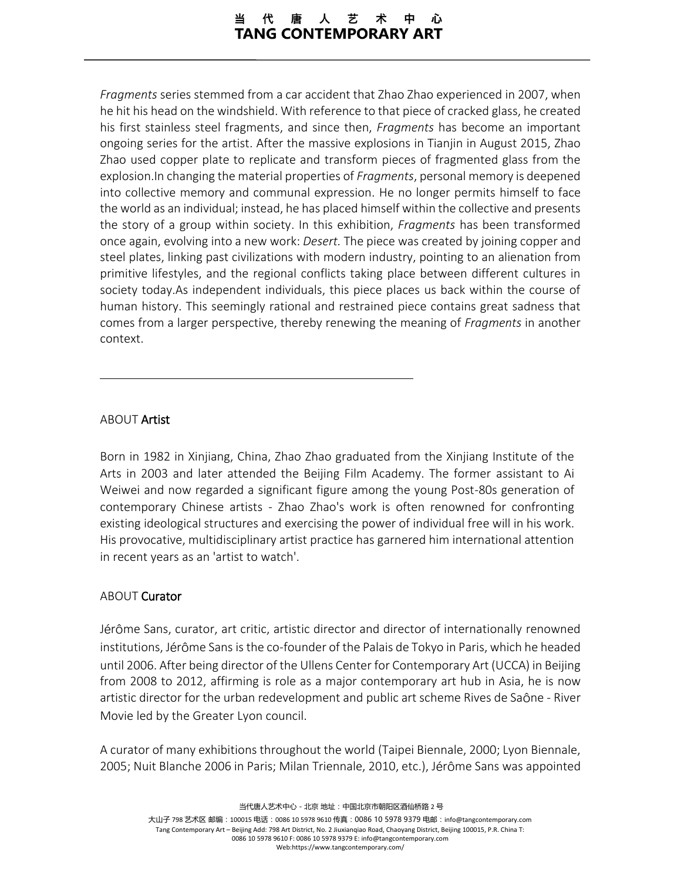*Fragments* series stemmed from a car accident that Zhao Zhao experienced in 2007, when he hit his head on the windshield. With reference to that piece of cracked glass, he created his first stainless steel fragments, and since then, *Fragments* has become an important ongoing series for the artist. After the massive explosions in Tianjin in August 2015, Zhao Zhao used copper plate to replicate and transform pieces of fragmented glass from the explosion.In changing the material properties of *Fragments*, personal memory is deepened into collective memory and communal expression. He no longer permits himself to face the world as an individual; instead, he has placed himself within the collective and presents the story of a group within society. In this exhibition, *Fragments* has been transformed once again, evolving into a new work: *Desert.* The piece was created by joining copper and steel plates, linking past civilizations with modern industry, pointing to an alienation from primitive lifestyles, and the regional conflicts taking place between different cultures in society today.As independent individuals, this piece places us back within the course of human history. This seemingly rational and restrained piece contains great sadness that comes from a larger perspective, thereby renewing the meaning of *Fragments* in another context.

---

ABOUT **Artist**

Born in 1982 in Xinjiang, China, Zhao Zhao graduated from the Xinjiang Institute of the Arts in 2003 and later attended the Beijing Film Academy. The former assistant to Ai Weiwei and now regarded a significant figure among the young Post-80s generation of contemporary Chinese artists - Zhao Zhao's work is often renowned for confronting existing ideological structures and exercising the power of individual free will in his work. His provocative, multidisciplinary artist practice has garnered him international attention in recent years as an 'artist to watch'.

ABOUT **Curator**

Jérôme Sans, curator, art critic, artistic director and director of internationally renowned institutions, Jérôme Sans is the co-founder of the Palais de Tokyo in Paris, which he headed until 2006. After being director of the Ullens Center for Contemporary Art (UCCA) in Beijing from 2008 to 2012, affirming is role as a major contemporary art hub in Asia, he is now artistic director for the urban redevelopment and public art scheme Rives de Saône - River Movie led by the Greater Lyon council.

A curator of many exhibitions throughout the world (Taipei Biennale, 2000; Lyon Biennale, 2005; Nuit Blanche 2006 in Paris; Milan Triennale, 2010, etc.), Jérôme Sans was appointed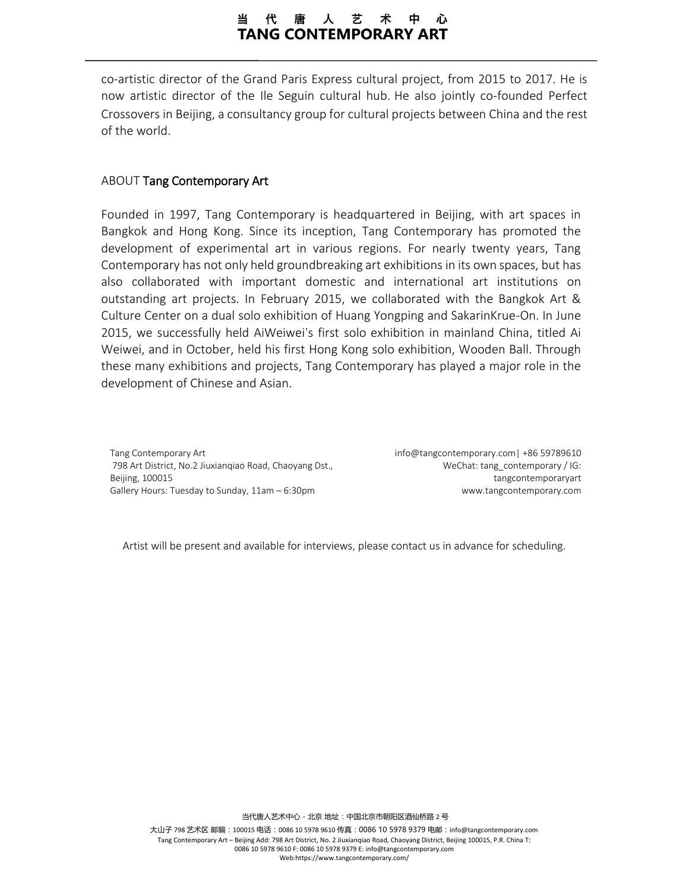co-artistic director of the Grand Paris Express cultural project, from 2015 to 2017. He is now artistic director of the Ile Seguin cultural hub. He also jointly co-founded Perfect Crossovers in Beijing, a consultancy group for cultural projects between China and the rest of the world.

## ABOUT Tang Contemporary Art

Founded in 1997, Tang Contemporary is headquartered in Beijing, with art spaces in Bangkok and Hong Kong. Since its inception, Tang Contemporary has promoted the development of experimental art in various regions. For nearly twenty years, Tang Contemporary has not only held groundbreaking art exhibitions in its own spaces, but has also collaborated with important domestic and international art institutions on outstanding art projects. In February 2015, we collaborated with the Bangkok Art & Culture Center on a dual solo exhibition of Huang Yongping and SakarinKrue-On. In June 2015, we successfully held AiWeiwei's first solo exhibition in mainland China, titled Ai Weiwei, and in October, held his first Hong Kong solo exhibition, Wooden Ball. Through these many exhibitions and projects, Tang Contemporary has played a major role in the development of Chinese and Asian.

Tang Contemporary Art
798 Art District, No.2 Jiuxianqiao Road, Chaoyang Dst., Beijing, 100015
Gallery Hours: Tuesday to Sunday, 11am – 6:30pm

info@tangcontemporary.com| +86 59789610
WeChat: tang_contemporary / IG: tangcontemporaryart
www.tangcontemporary.com

Artist will be present and available for interviews, please contact us in advance for scheduling.